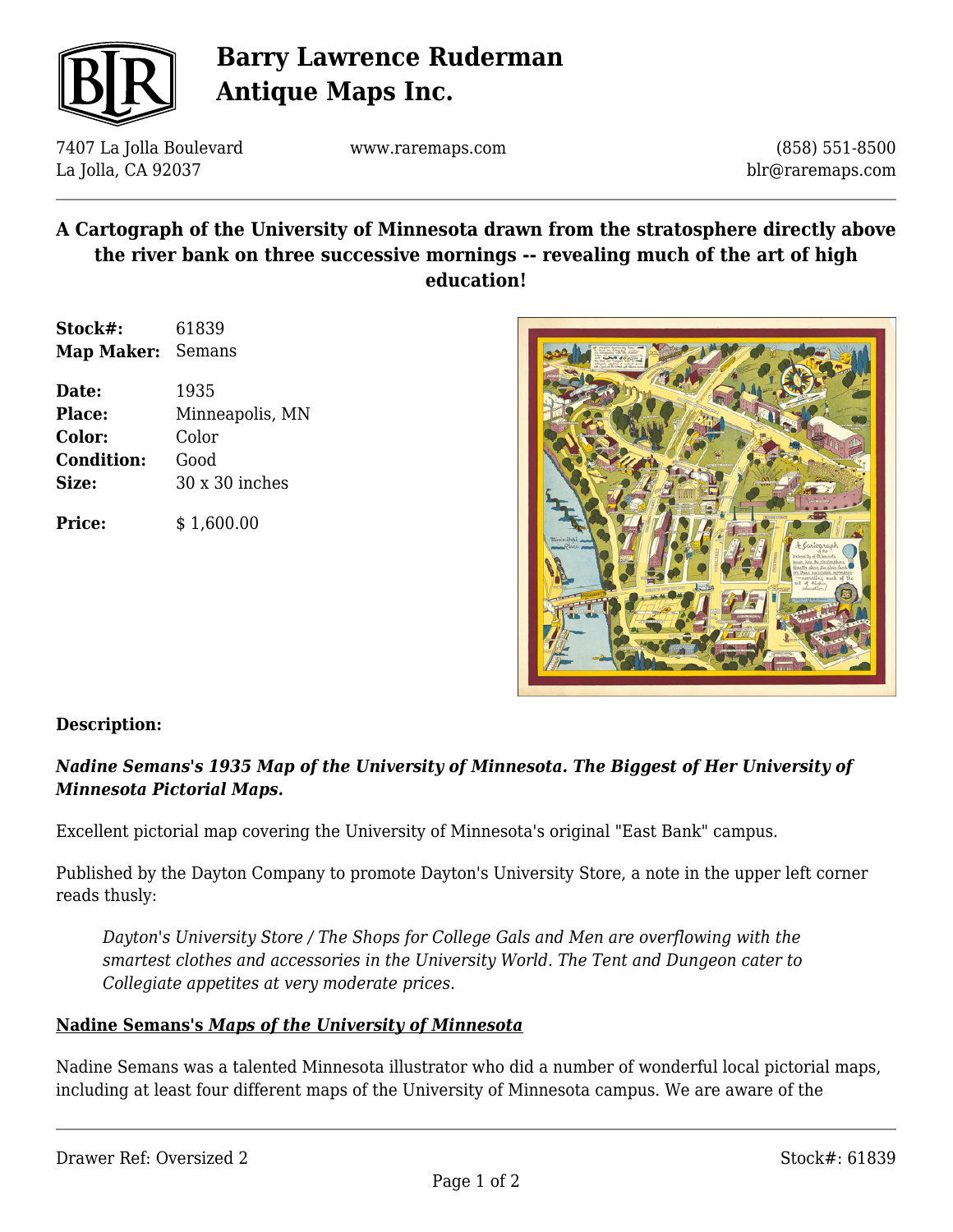# Barry Lawrence Ruderman Antique Maps Inc.

7407 La Jolla Boulevard
La Jolla, CA 92037

www.raremaps.com

(858) 551-8500
blr@raremaps.com

## A Cartograph of the University of Minnesota drawn from the stratosphere directly above the river bank on three successive mornings -- revealing much of the art of high education!

**Stock#:** 61839
**Map Maker:** Semans

**Date:** 1935
**Place:** Minneapolis, MN
**Color:** Color
**Condition:** Good
**Size:** 30 x 30 inches

**Price:** $ 1,600.00

### Description:

***Nadine Semans's 1935 Map of the University of Minnesota. The Biggest of Her University of Minnesota Pictorial Maps.***

Excellent pictorial map covering the University of Minnesota's original "East Bank" campus.

Published by the Dayton Company to promote Dayton's University Store, a note in the upper left corner reads thusly:

> *Dayton's University Store / The Shops for College Gals and Men are overflowing with the smartest clothes and accessories in the University World. The Tent and Dungeon cater to Collegiate appetites at very moderate prices.*

**Nadine Semans's *Maps of the University of Minnesota***

Nadine Semans was a talented Minnesota illustrator who did a number of wonderful local pictorial maps, including at least four different maps of the University of Minnesota campus. We are aware of the

Drawer Ref: Oversized 2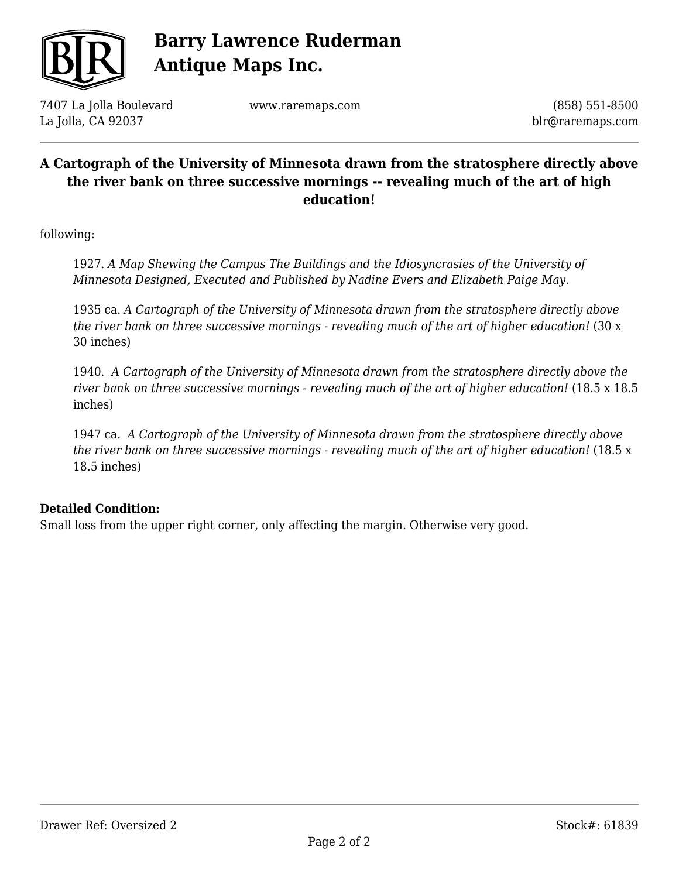**A Cartograph of the University of Minnesota drawn from the stratosphere directly above the river bank on three successive mornings -- revealing much of the art of high education!**

following:

> 1927. *A Map Shewing the Campus The Buildings and the Idiosyncrasies of the University of Minnesota Designed, Executed and Published by Nadine Evers and Elizabeth Paige May.*
>
> 1935 ca. *A Cartograph of the University of Minnesota drawn from the stratosphere directly above the river bank on three successive mornings - revealing much of the art of higher education!* (30 x 30 inches)
>
> 1940. *A Cartograph of the University of Minnesota drawn from the stratosphere directly above the river bank on three successive mornings - revealing much of the art of higher education!* (18.5 x 18.5 inches)
>
> 1947 ca. *A Cartograph of the University of Minnesota drawn from the stratosphere directly above the river bank on three successive mornings - revealing much of the art of higher education!* (18.5 x 18.5 inches)

**Detailed Condition:**
Small loss from the upper right corner, only affecting the margin. Otherwise very good.

Drawer Ref: Oversized 2

Stock#: 61839